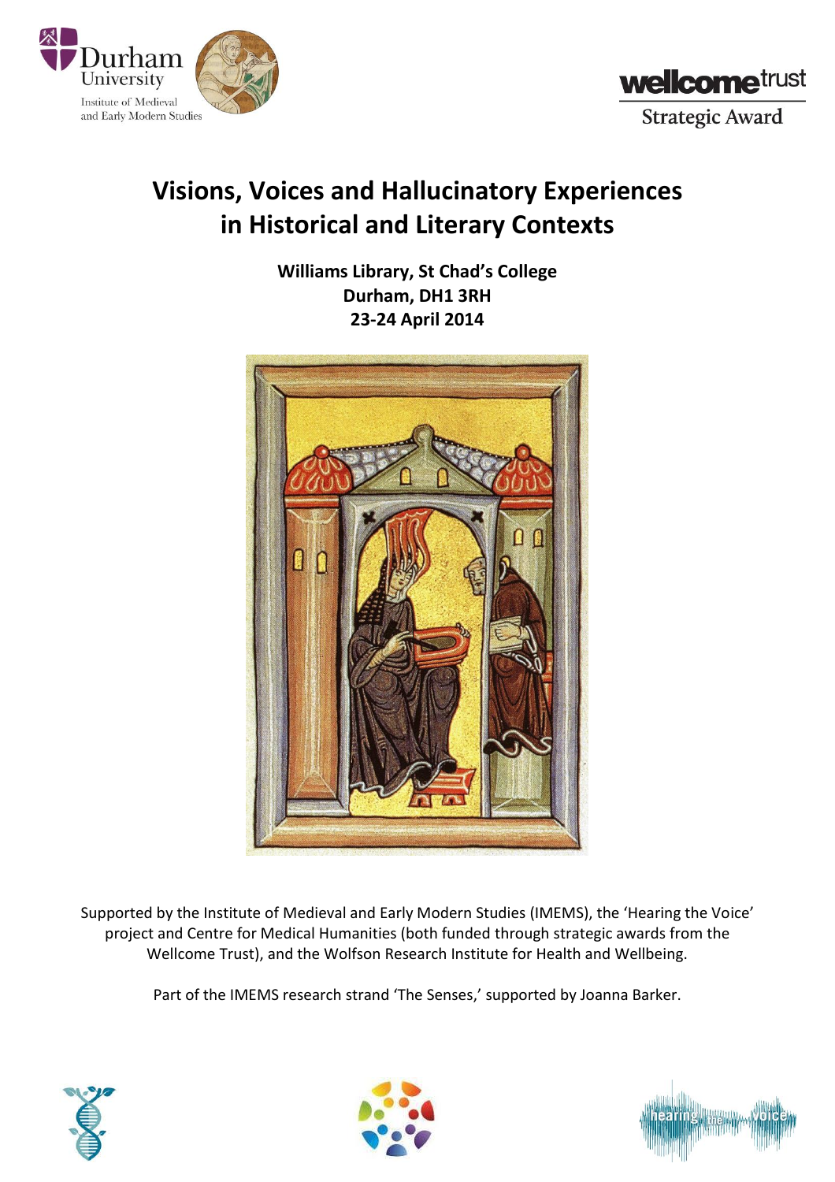Durham University
Institute of Medieval and Early Modern Studies

wellcome trust
Strategic Award

# Visions, Voices and Hallucinatory Experiences in Historical and Literary Contexts

**Williams Library, St Chad's College**
**Durham, DH1 3RH**
**23-24 April 2014**

Supported by the Institute of Medieval and Early Modern Studies (IMEMS), the 'Hearing the Voice' project and Centre for Medical Humanities (both funded through strategic awards from the Wellcome Trust), and the Wolfson Research Institute for Health and Wellbeing.

Part of the IMEMS research strand 'The Senses,' supported by Joanna Barker.

hearing the voice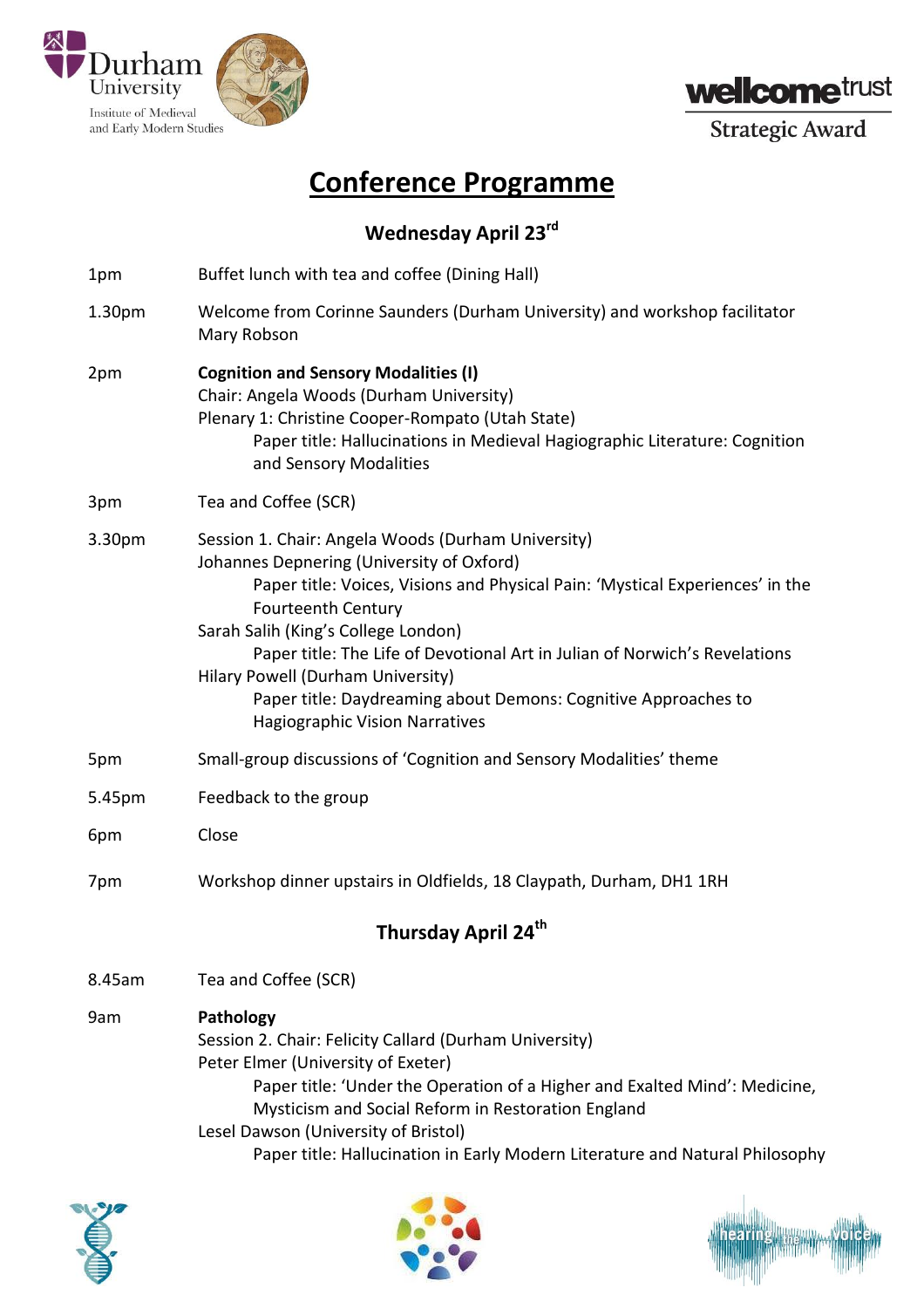# Conference Programme

## Wednesday April 23rd

1pm — Buffet lunch with tea and coffee (Dining Hall)

1.30pm — Welcome from Corinne Saunders (Durham University) and workshop facilitator Mary Robson

2pm — **Cognition and Sensory Modalities (I)**
Chair: Angela Woods (Durham University)
Plenary 1: Christine Cooper-Rompato (Utah State)
  Paper title: Hallucinations in Medieval Hagiographic Literature: Cognition and Sensory Modalities

3pm — Tea and Coffee (SCR)

3.30pm — Session 1. Chair: Angela Woods (Durham University)
Johannes Depnering (University of Oxford)
  Paper title: Voices, Visions and Physical Pain: 'Mystical Experiences' in the Fourteenth Century
Sarah Salih (King's College London)
  Paper title: The Life of Devotional Art in Julian of Norwich's Revelations
Hilary Powell (Durham University)
  Paper title: Daydreaming about Demons: Cognitive Approaches to Hagiographic Vision Narratives

5pm — Small-group discussions of 'Cognition and Sensory Modalities' theme

5.45pm — Feedback to the group

6pm — Close

7pm — Workshop dinner upstairs in Oldfields, 18 Claypath, Durham, DH1 1RH

## Thursday April 24th

8.45am — Tea and Coffee (SCR)

9am — **Pathology**
Session 2. Chair: Felicity Callard (Durham University)
Peter Elmer (University of Exeter)
  Paper title: 'Under the Operation of a Higher and Exalted Mind': Medicine, Mysticism and Social Reform in Restoration England
Lesel Dawson (University of Bristol)
  Paper title: Hallucination in Early Modern Literature and Natural Philosophy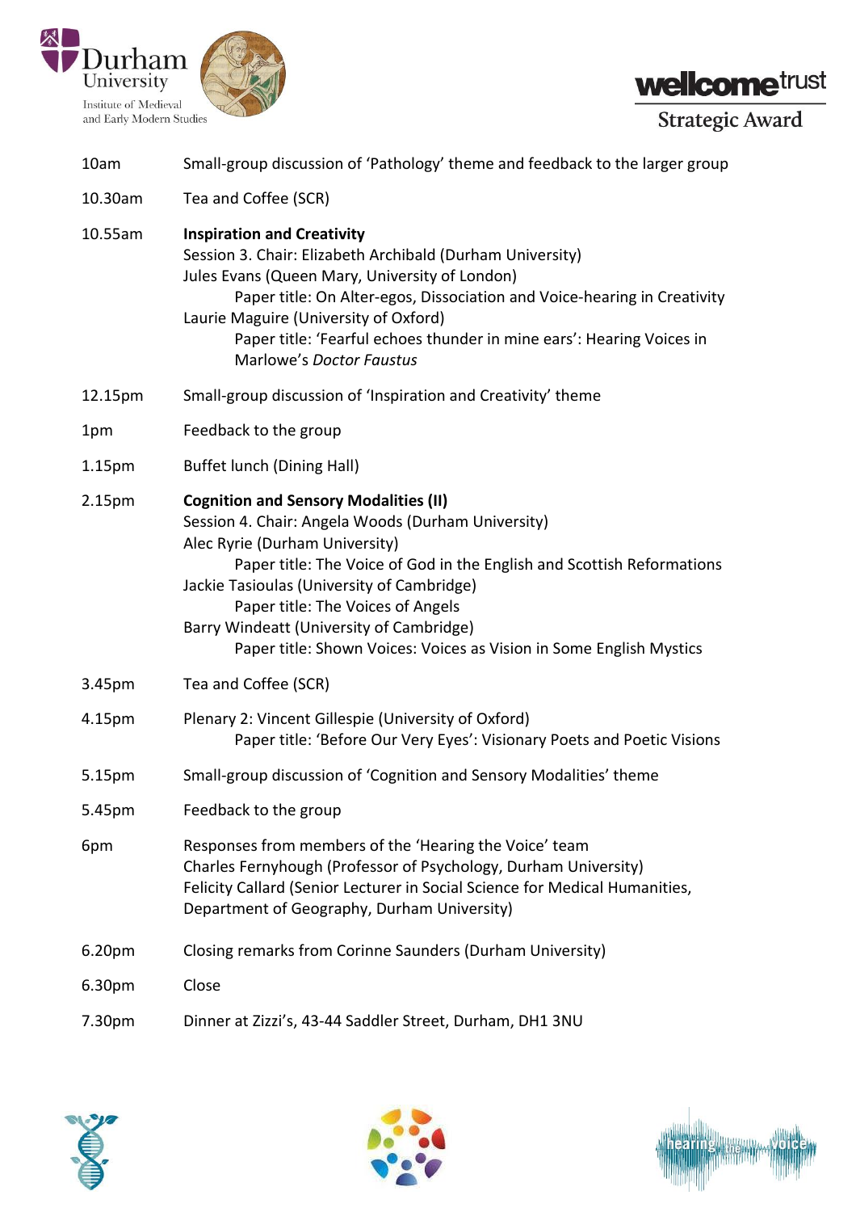| | |
|---|---|
| 10am | Small-group discussion of 'Pathology' theme and feedback to the larger group |
| 10.30am | Tea and Coffee (SCR) |
| 10.55am | **Inspiration and Creativity**<br>Session 3. Chair: Elizabeth Archibald (Durham University)<br>Jules Evans (Queen Mary, University of London)<br>Paper title: On Alter-egos, Dissociation and Voice-hearing in Creativity<br>Laurie Maguire (University of Oxford)<br>Paper title: 'Fearful echoes thunder in mine ears': Hearing Voices in Marlowe's *Doctor Faustus* |
| 12.15pm | Small-group discussion of 'Inspiration and Creativity' theme |
| 1pm | Feedback to the group |
| 1.15pm | Buffet lunch (Dining Hall) |
| 2.15pm | **Cognition and Sensory Modalities (II)**<br>Session 4. Chair: Angela Woods (Durham University)<br>Alec Ryrie (Durham University)<br>Paper title: The Voice of God in the English and Scottish Reformations<br>Jackie Tasioulas (University of Cambridge)<br>Paper title: The Voices of Angels<br>Barry Windeatt (University of Cambridge)<br>Paper title: Shown Voices: Voices as Vision in Some English Mystics |
| 3.45pm | Tea and Coffee (SCR) |
| 4.15pm | Plenary 2: Vincent Gillespie (University of Oxford)<br>Paper title: 'Before Our Very Eyes': Visionary Poets and Poetic Visions |
| 5.15pm | Small-group discussion of 'Cognition and Sensory Modalities' theme |
| 5.45pm | Feedback to the group |
| 6pm | Responses from members of the 'Hearing the Voice' team<br>Charles Fernyhough (Professor of Psychology, Durham University)<br>Felicity Callard (Senior Lecturer in Social Science for Medical Humanities, Department of Geography, Durham University) |
| 6.20pm | Closing remarks from Corinne Saunders (Durham University) |
| 6.30pm | Close |
| 7.30pm | Dinner at Zizzi's, 43-44 Saddler Street, Durham, DH1 3NU |